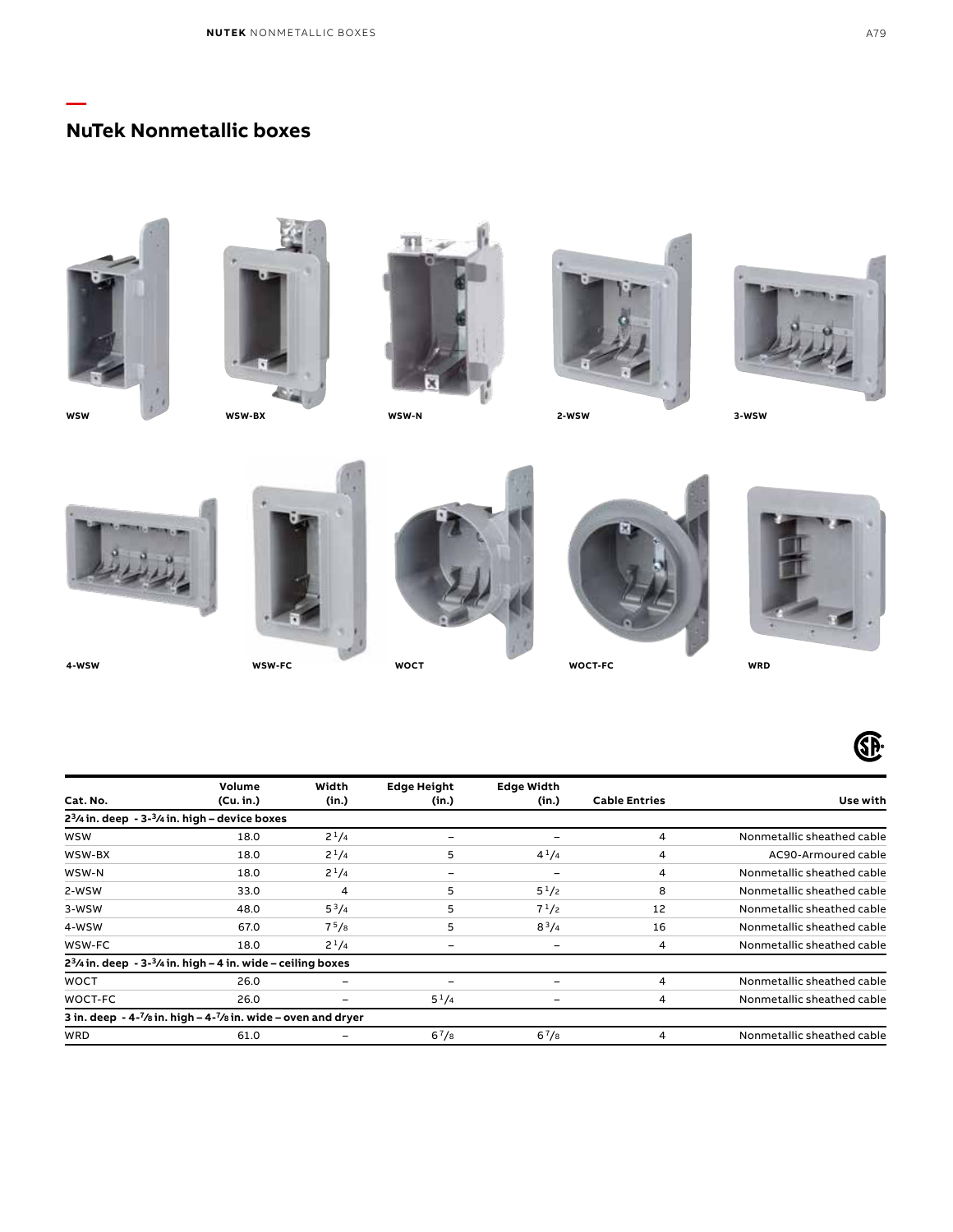## NuTek Nonmetallic boxes

WSW WSW-BX WSW-N 2-WSW 3-WSW

4-WSW WSW-FC WOCT WOCT-FC WRD

| Cat. No. | Volume (Cu. in.) | Width (in.) | Edge Height (in.) | Edge Width (in.) | Cable Entries | Use with |
|---|---|---|---|---|---|---|
| **2¾ in. deep - 3-¾ in. high – device boxes** | | | | | | |
| WSW | 18.0 | 2 1/4 | – | – | 4 | Nonmetallic sheathed cable |
| WSW-BX | 18.0 | 2 1/4 | 5 | 4 1/4 | 4 | AC90-Armoured cable |
| WSW-N | 18.0 | 2 1/4 | – | – | 4 | Nonmetallic sheathed cable |
| 2-WSW | 33.0 | 4 | 5 | 5 1/2 | 8 | Nonmetallic sheathed cable |
| 3-WSW | 48.0 | 5 3/4 | 5 | 7 1/2 | 12 | Nonmetallic sheathed cable |
| 4-WSW | 67.0 | 7 5/8 | 5 | 8 3/4 | 16 | Nonmetallic sheathed cable |
| WSW-FC | 18.0 | 2 1/4 | – | – | 4 | Nonmetallic sheathed cable |
| **2¾ in. deep - 3-¾ in. high – 4 in. wide – ceiling boxes** | | | | | | |
| WOCT | 26.0 | – | – | – | 4 | Nonmetallic sheathed cable |
| WOCT-FC | 26.0 | – | 5 1/4 | – | 4 | Nonmetallic sheathed cable |
| **3 in. deep - 4-⅞ in. high – 4-⅞ in. wide – oven and dryer** | | | | | | |
| WRD | 61.0 | – | 6 7/8 | 6 7/8 | 4 | Nonmetallic sheathed cable |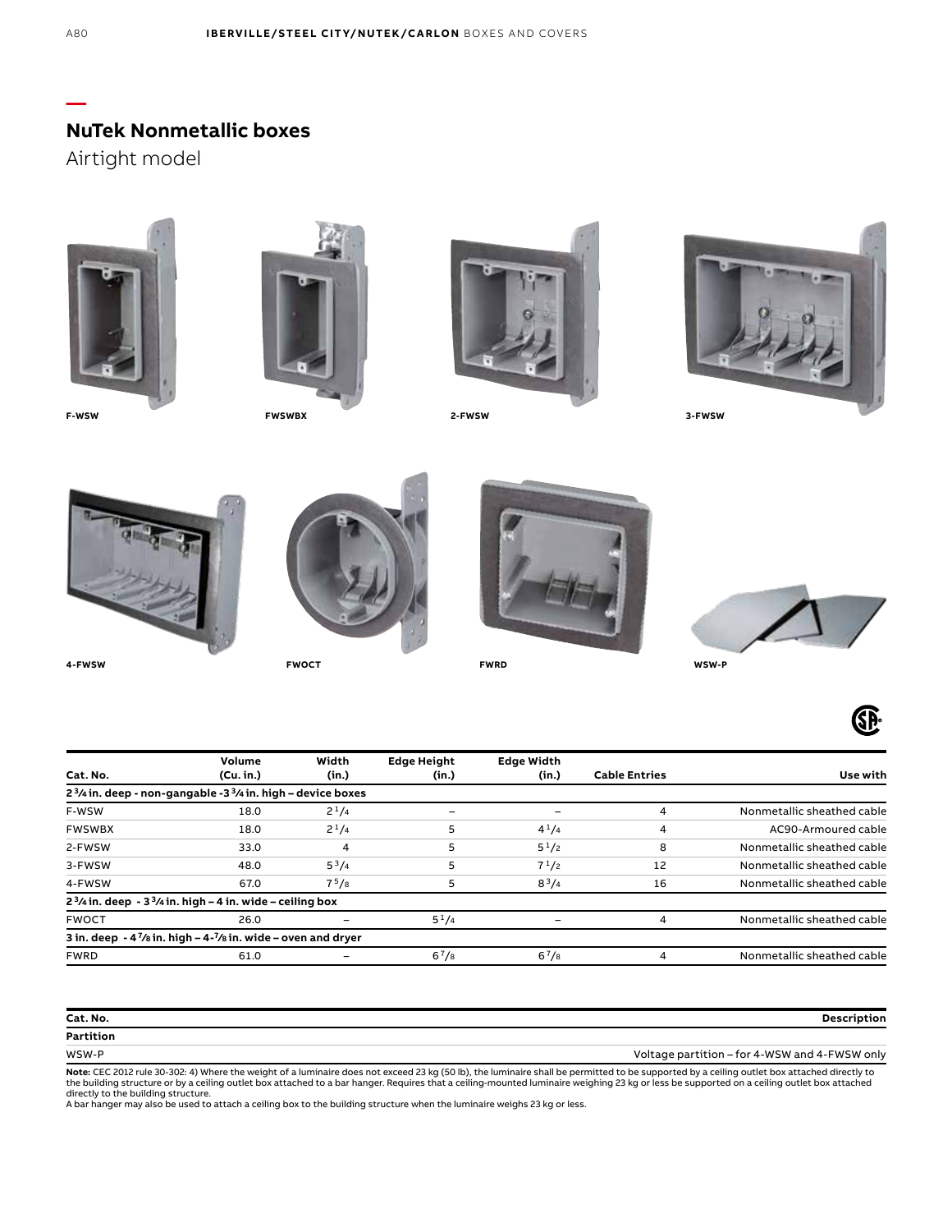## NuTek Nonmetallic boxes

Airtight model

F-WSW

FWSWBX

2-FWSW

3-FWSW

4-FWSW

FWOCT

FWRD

WSW-P

| Cat. No. | Volume (Cu. in.) | Width (in.) | Edge Height (in.) | Edge Width (in.) | Cable Entries | Use with |
|---|---|---|---|---|---|---|
| **2 3/4 in. deep - non-gangable -3 3/4 in. high – device boxes** | | | | | | |
| F-WSW | 18.0 | 2 1/4 | – | – | 4 | Nonmetallic sheathed cable |
| FWSWBX | 18.0 | 2 1/4 | 5 | 4 1/4 | 4 | AC90-Armoured cable |
| 2-FWSW | 33.0 | 4 | 5 | 5 1/2 | 8 | Nonmetallic sheathed cable |
| 3-FWSW | 48.0 | 5 3/4 | 5 | 7 1/2 | 12 | Nonmetallic sheathed cable |
| 4-FWSW | 67.0 | 7 5/8 | 5 | 8 3/4 | 16 | Nonmetallic sheathed cable |
| **2 3/4 in. deep - 3 3/4 in. high – 4 in. wide – ceiling box** | | | | | | |
| FWOCT | 26.0 | – | 5 1/4 | – | 4 | Nonmetallic sheathed cable |
| **3 in. deep - 4 7/8 in. high – 4-7/8 in. wide – oven and dryer** | | | | | | |
| FWRD | 61.0 | – | 6 7/8 | 6 7/8 | 4 | Nonmetallic sheathed cable |

| Cat. No. | Description |
|---|---|
| **Partition** | |
| WSW-P | Voltage partition – for 4-WSW and 4-FWSW only |

**Note:** CEC 2012 rule 30-302: 4) Where the weight of a luminaire does not exceed 23 kg (50 lb), the luminaire shall be permitted to be supported by a ceiling outlet box attached directly to the building structure or by a ceiling outlet box attached to a bar hanger. Requires that a ceiling-mounted luminaire weighing 23 kg or less be supported on a ceiling outlet box attached directly to the building structure.
A bar hanger may also be used to attach a ceiling box to the building structure when the luminaire weighs 23 kg or less.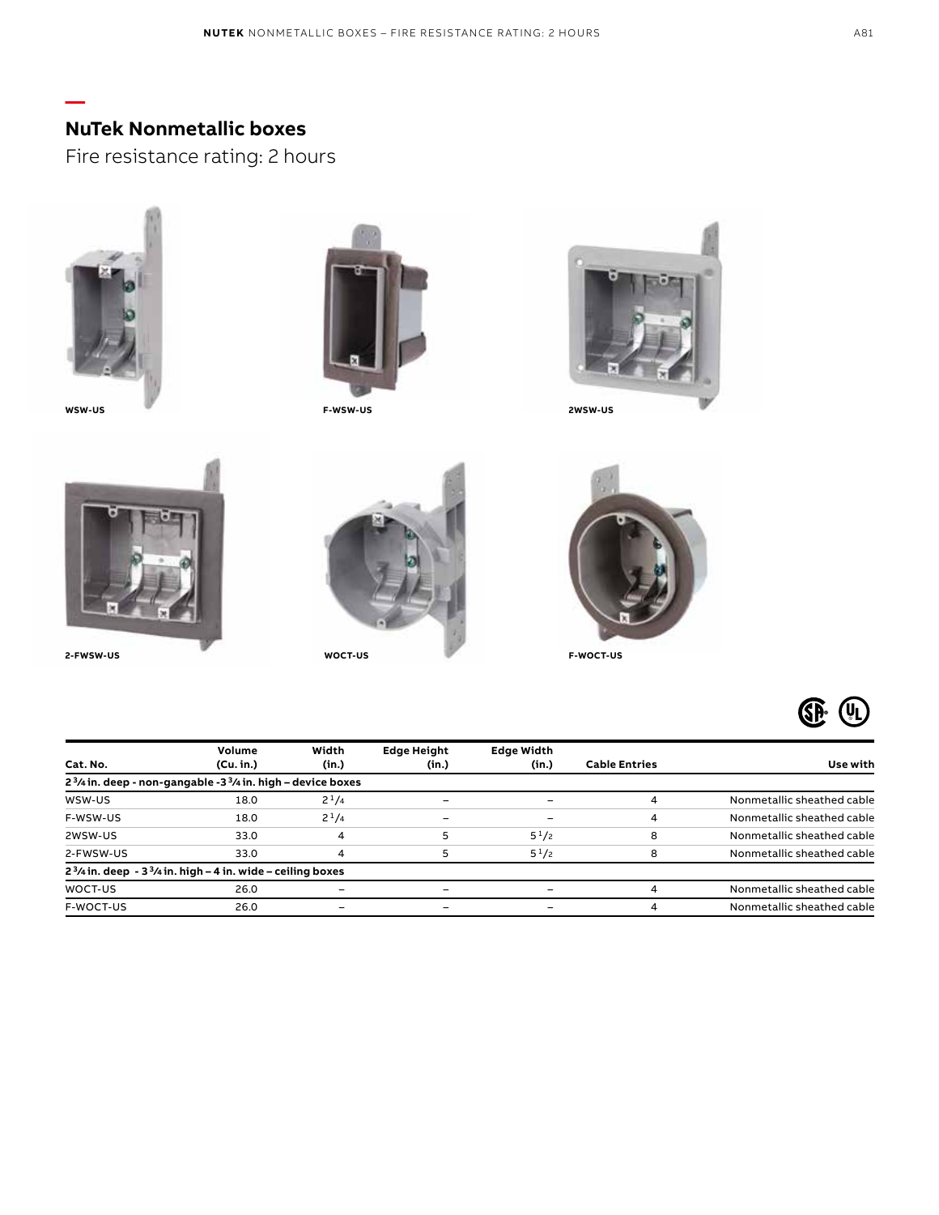## NuTek Nonmetallic boxes

Fire resistance rating: 2 hours

WSW-US

F-WSW-US

2WSW-US

2-FWSW-US

WOCT-US

F-WOCT-US

| Cat. No. | Volume (Cu. in.) | Width (in.) | Edge Height (in.) | Edge Width (in.) | Cable Entries | Use with |
|---|---|---|---|---|---|---|
| **2 3/4 in. deep - non-gangable -3 3/4 in. high – device boxes** | | | | | | |
| WSW-US | 18.0 | 2 1/4 | – | – | 4 | Nonmetallic sheathed cable |
| F-WSW-US | 18.0 | 2 1/4 | – | – | 4 | Nonmetallic sheathed cable |
| 2WSW-US | 33.0 | 4 | 5 | 5 1/2 | 8 | Nonmetallic sheathed cable |
| 2-FWSW-US | 33.0 | 4 | 5 | 5 1/2 | 8 | Nonmetallic sheathed cable |
| **2 3/4 in. deep - 3 3/4 in. high – 4 in. wide – ceiling boxes** | | | | | | |
| WOCT-US | 26.0 | – | – | – | 4 | Nonmetallic sheathed cable |
| F-WOCT-US | 26.0 | – | – | – | 4 | Nonmetallic sheathed cable |